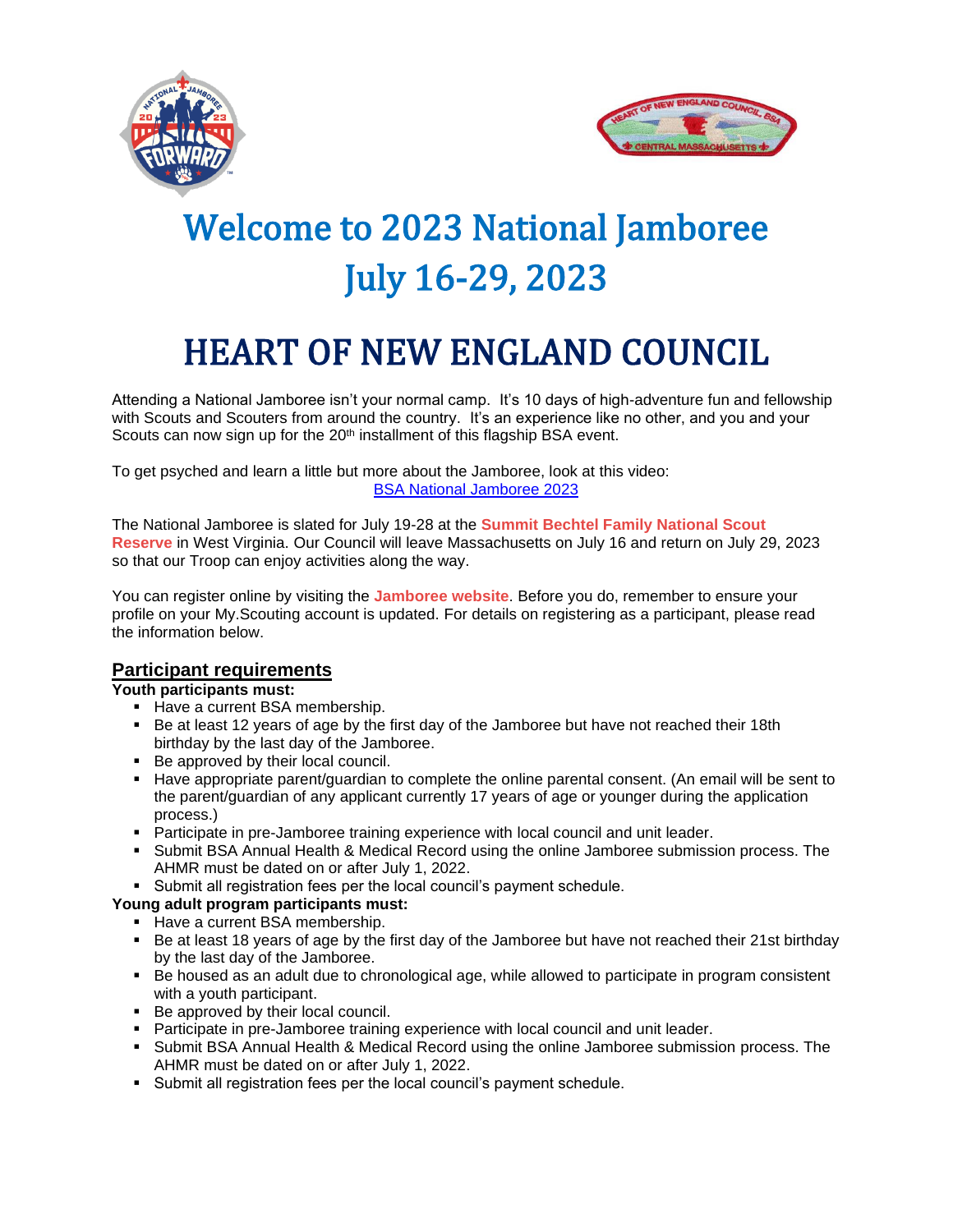# Welcome to 2023 National Jamboree
# July 16-29, 2023

# HEART OF NEW ENGLAND COUNCIL

Attending a National Jamboree isn't your normal camp. It's 10 days of high-adventure fun and fellowship with Scouts and Scouters from around the country. It's an experience like no other, and you and your Scouts can now sign up for the 20th installment of this flagship BSA event.

To get psyched and learn a little but more about the Jamboree, look at this video:
[BSA National Jamboree 2023]

The National Jamboree is slated for July 19-28 at the **Summit Bechtel Family National Scout Reserve** in West Virginia. Our Council will leave Massachusetts on July 16 and return on July 29, 2023 so that our Troop can enjoy activities along the way.

You can register online by visiting the **Jamboree website**. Before you do, remember to ensure your profile on your My.Scouting account is updated. For details on registering as a participant, please read the information below.

## Participant requirements

**Youth participants must:**

- Have a current BSA membership.
- Be at least 12 years of age by the first day of the Jamboree but have not reached their 18th birthday by the last day of the Jamboree.
- Be approved by their local council.
- Have appropriate parent/guardian to complete the online parental consent. (An email will be sent to the parent/guardian of any applicant currently 17 years of age or younger during the application process.)
- Participate in pre-Jamboree training experience with local council and unit leader.
- Submit BSA Annual Health & Medical Record using the online Jamboree submission process. The AHMR must be dated on or after July 1, 2022.
- Submit all registration fees per the local council's payment schedule.

**Young adult program participants must:**

- Have a current BSA membership.
- Be at least 18 years of age by the first day of the Jamboree but have not reached their 21st birthday by the last day of the Jamboree.
- Be housed as an adult due to chronological age, while allowed to participate in program consistent with a youth participant.
- Be approved by their local council.
- Participate in pre-Jamboree training experience with local council and unit leader.
- Submit BSA Annual Health & Medical Record using the online Jamboree submission process. The AHMR must be dated on or after July 1, 2022.
- Submit all registration fees per the local council's payment schedule.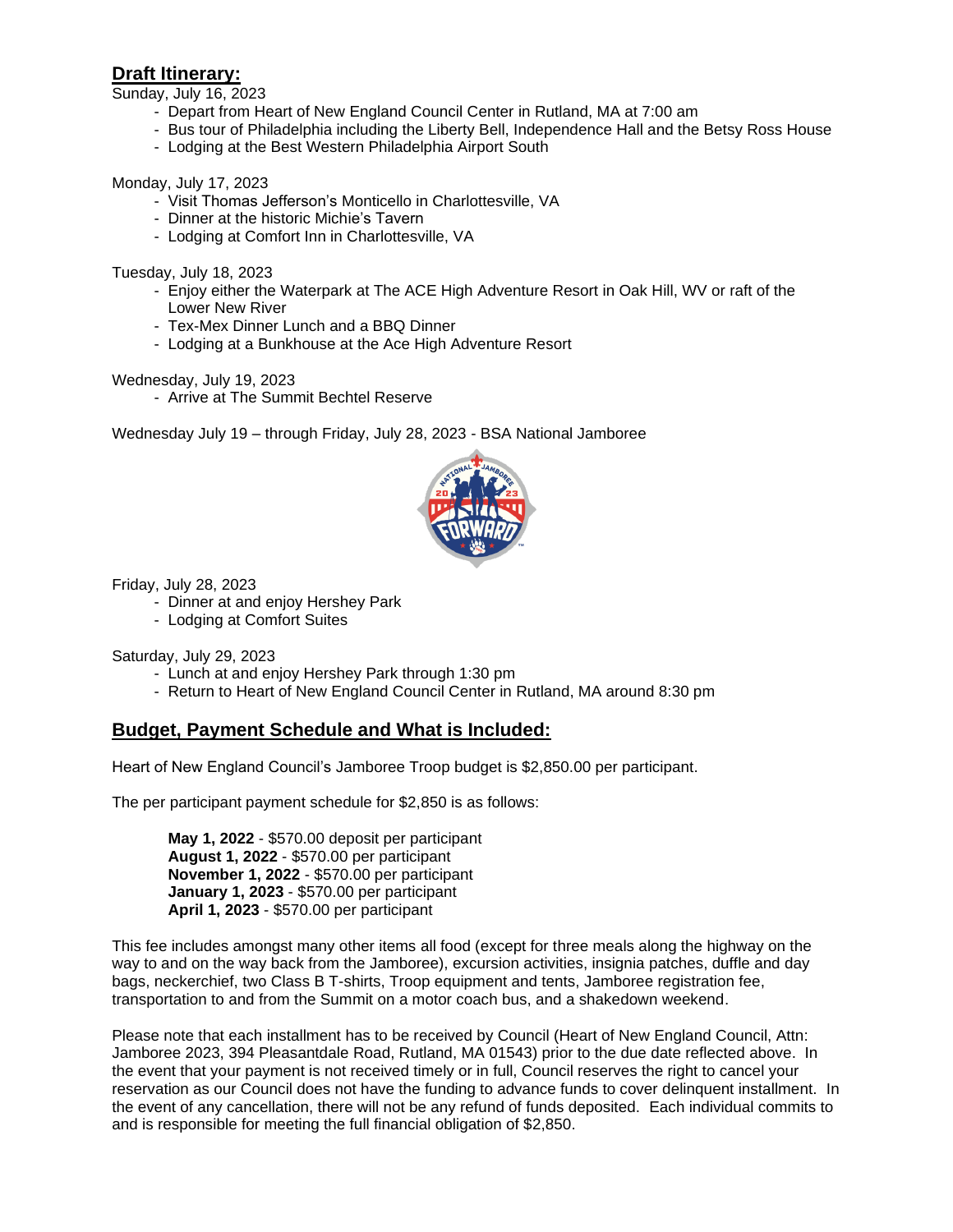## Draft Itinerary:

Sunday, July 16, 2023

- Depart from Heart of New England Council Center in Rutland, MA at 7:00 am
- Bus tour of Philadelphia including the Liberty Bell, Independence Hall and the Betsy Ross House
- Lodging at the Best Western Philadelphia Airport South

Monday, July 17, 2023

- Visit Thomas Jefferson's Monticello in Charlottesville, VA
- Dinner at the historic Michie's Tavern
- Lodging at Comfort Inn in Charlottesville, VA

Tuesday, July 18, 2023

- Enjoy either the Waterpark at The ACE High Adventure Resort in Oak Hill, WV or raft of the Lower New River
- Tex-Mex Dinner Lunch and a BBQ Dinner
- Lodging at a Bunkhouse at the Ace High Adventure Resort

Wednesday, July 19, 2023

- Arrive at The Summit Bechtel Reserve

Wednesday July 19 – through Friday, July 28, 2023 - BSA National Jamboree

Friday, July 28, 2023

- Dinner at and enjoy Hershey Park
- Lodging at Comfort Suites

Saturday, July 29, 2023

- Lunch at and enjoy Hershey Park through 1:30 pm
- Return to Heart of New England Council Center in Rutland, MA around 8:30 pm

## Budget, Payment Schedule and What is Included:

Heart of New England Council's Jamboree Troop budget is $2,850.00 per participant.

The per participant payment schedule for $2,850 is as follows:

**May 1, 2022** - $570.00 deposit per participant
**August 1, 2022** - $570.00 per participant
**November 1, 2022** - $570.00 per participant
**January 1, 2023** - $570.00 per participant
**April 1, 2023** - $570.00 per participant

This fee includes amongst many other items all food (except for three meals along the highway on the way to and on the way back from the Jamboree), excursion activities, insignia patches, duffle and day bags, neckerchief, two Class B T-shirts, Troop equipment and tents, Jamboree registration fee, transportation to and from the Summit on a motor coach bus, and a shakedown weekend.

Please note that each installment has to be received by Council (Heart of New England Council, Attn: Jamboree 2023, 394 Pleasantdale Road, Rutland, MA 01543) prior to the due date reflected above. In the event that your payment is not received timely or in full, Council reserves the right to cancel your reservation as our Council does not have the funding to advance funds to cover delinquent installment. In the event of any cancellation, there will not be any refund of funds deposited. Each individual commits to and is responsible for meeting the full financial obligation of $2,850.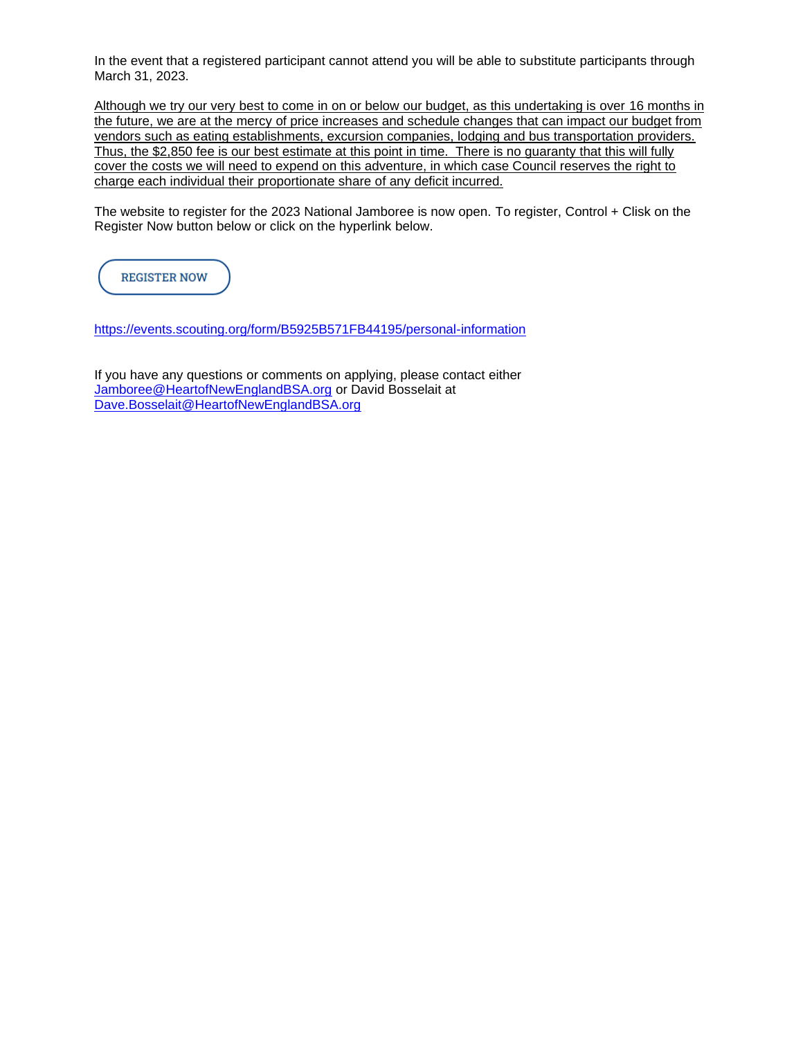In the event that a registered participant cannot attend you will be able to substitute participants through March 31, 2023.

Although we try our very best to come in on or below our budget, as this undertaking is over 16 months in the future, we are at the mercy of price increases and schedule changes that can impact our budget from vendors such as eating establishments, excursion companies, lodging and bus transportation providers. Thus, the $2,850 fee is our best estimate at this point in time. There is no guaranty that this will fully cover the costs we will need to expend on this adventure, in which case Council reserves the right to charge each individual their proportionate share of any deficit incurred.

The website to register for the 2023 National Jamboree is now open. To register, Control + Clisk on the Register Now button below or click on the hyperlink below.

REGISTER NOW

https://events.scouting.org/form/B5925B571FB44195/personal-information

If you have any questions or comments on applying, please contact either Jamboree@HeartofNewEnglandBSA.org or David Bosselait at Dave.Bosselait@HeartofNewEnglandBSA.org